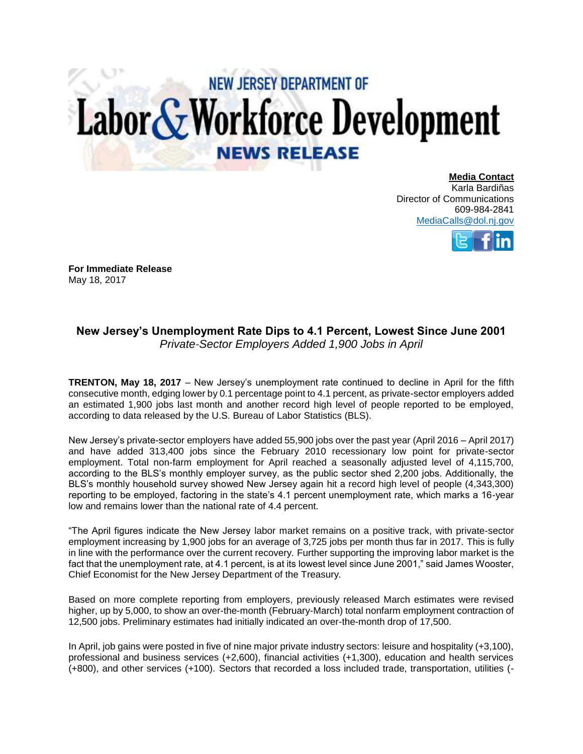# NEW JERSEY DEPARTMENT OF Labor & Workforce Development

## NEWS RELEASE

**Media Contact**
Karla Bardiñas
Director of Communications
609-984-2841
MediaCalls@dol.nj.gov

**For Immediate Release**
May 18, 2017

## New Jersey's Unemployment Rate Dips to 4.1 Percent, Lowest Since June 2001

*Private-Sector Employers Added 1,900 Jobs in April*

**TRENTON, May 18, 2017** – New Jersey's unemployment rate continued to decline in April for the fifth consecutive month, edging lower by 0.1 percentage point to 4.1 percent, as private-sector employers added an estimated 1,900 jobs last month and another record high level of people reported to be employed, according to data released by the U.S. Bureau of Labor Statistics (BLS).

New Jersey's private-sector employers have added 55,900 jobs over the past year (April 2016 – April 2017) and have added 313,400 jobs since the February 2010 recessionary low point for private-sector employment. Total non-farm employment for April reached a seasonally adjusted level of 4,115,700, according to the BLS's monthly employer survey, as the public sector shed 2,200 jobs. Additionally, the BLS's monthly household survey showed New Jersey again hit a record high level of people (4,343,300) reporting to be employed, factoring in the state's 4.1 percent unemployment rate, which marks a 16-year low and remains lower than the national rate of 4.4 percent.

"The April figures indicate the New Jersey labor market remains on a positive track, with private-sector employment increasing by 1,900 jobs for an average of 3,725 jobs per month thus far in 2017. This is fully in line with the performance over the current recovery. Further supporting the improving labor market is the fact that the unemployment rate, at 4.1 percent, is at its lowest level since June 2001," said James Wooster, Chief Economist for the New Jersey Department of the Treasury.

Based on more complete reporting from employers, previously released March estimates were revised higher, up by 5,000, to show an over-the-month (February-March) total nonfarm employment contraction of 12,500 jobs. Preliminary estimates had initially indicated an over-the-month drop of 17,500.

In April, job gains were posted in five of nine major private industry sectors: leisure and hospitality (+3,100), professional and business services (+2,600), financial activities (+1,300), education and health services (+800), and other services (+100). Sectors that recorded a loss included trade, transportation, utilities (-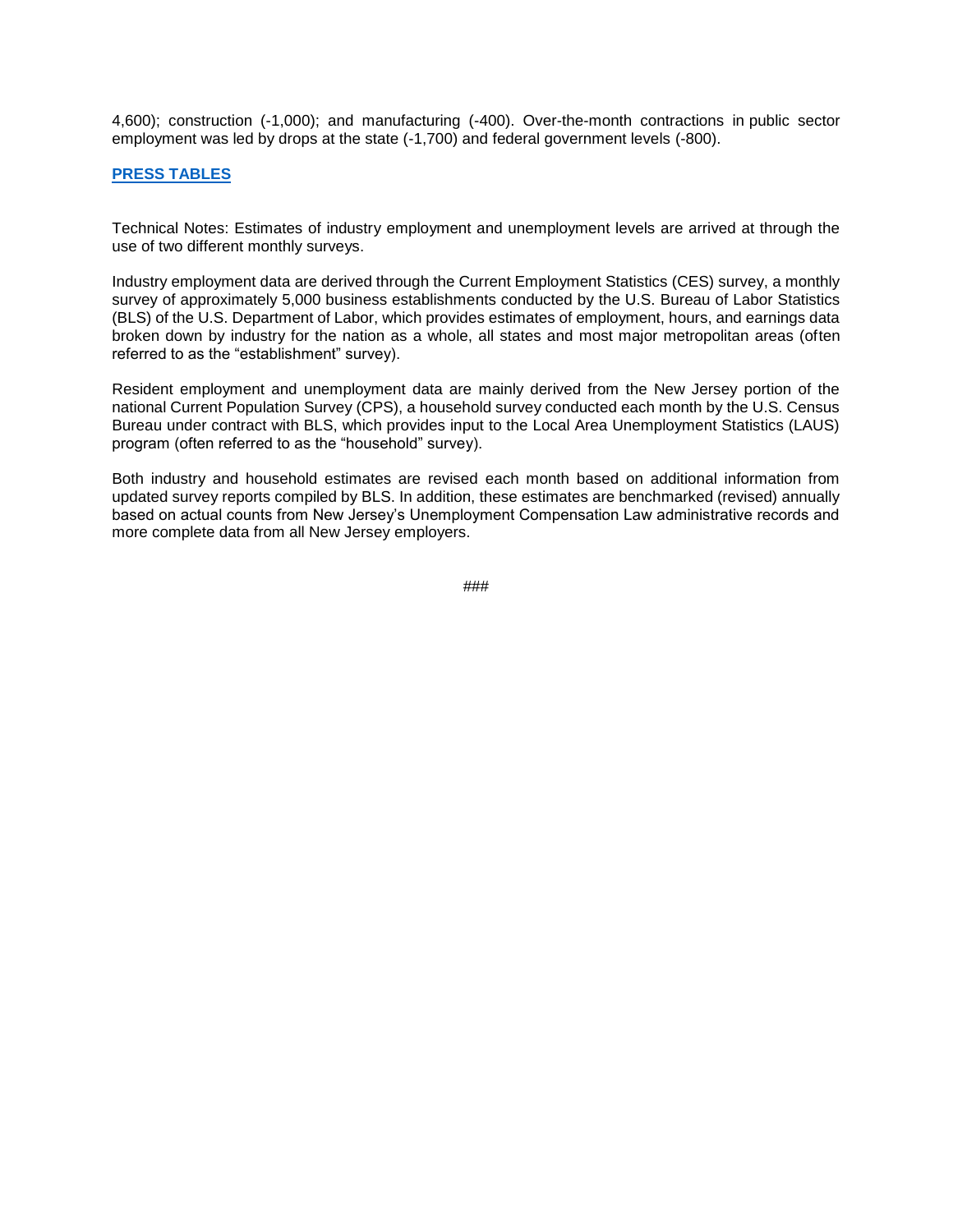4,600); construction (-1,000); and manufacturing (-400). Over-the-month contractions in public sector employment was led by drops at the state (-1,700) and federal government levels (-800).

**PRESS TABLES**

Technical Notes: Estimates of industry employment and unemployment levels are arrived at through the use of two different monthly surveys.

Industry employment data are derived through the Current Employment Statistics (CES) survey, a monthly survey of approximately 5,000 business establishments conducted by the U.S. Bureau of Labor Statistics (BLS) of the U.S. Department of Labor, which provides estimates of employment, hours, and earnings data broken down by industry for the nation as a whole, all states and most major metropolitan areas (often referred to as the "establishment" survey).

Resident employment and unemployment data are mainly derived from the New Jersey portion of the national Current Population Survey (CPS), a household survey conducted each month by the U.S. Census Bureau under contract with BLS, which provides input to the Local Area Unemployment Statistics (LAUS) program (often referred to as the "household" survey).

Both industry and household estimates are revised each month based on additional information from updated survey reports compiled by BLS. In addition, these estimates are benchmarked (revised) annually based on actual counts from New Jersey's Unemployment Compensation Law administrative records and more complete data from all New Jersey employers.

###